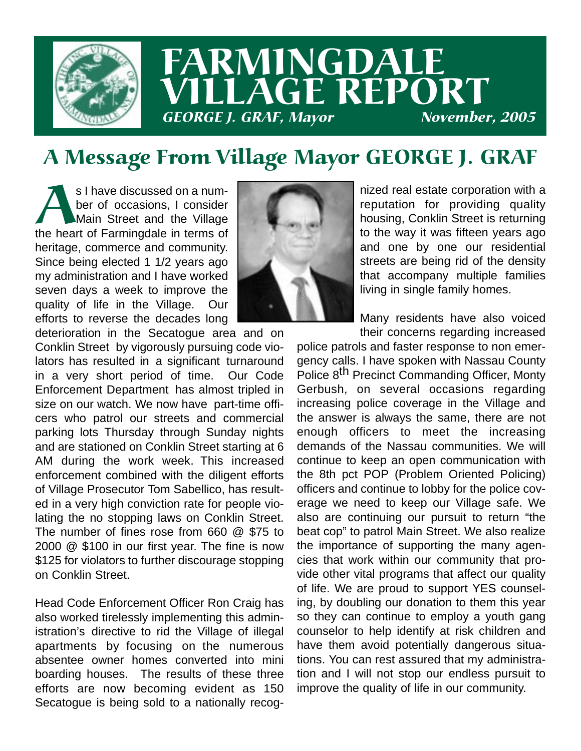# FARMINGDALE VILLAGE REPORT

*GEORGE J. GRAF, Mayor* *November, 2005*

## A Message From Village Mayor GEORGE J. GRAF

As I have discussed on a number of occasions, I consider Main Street and the Village the heart of Farmingdale in terms of heritage, commerce and community. Since being elected 1 1/2 years ago my administration and I have worked seven days a week to improve the quality of life in the Village. Our efforts to reverse the decades long deterioration in the Secatogue area and on Conklin Street by vigorously pursuing code violators has resulted in a significant turnaround in a very short period of time. Our Code Enforcement Department has almost tripled in size on our watch. We now have part-time officers who patrol our streets and commercial parking lots Thursday through Sunday nights and are stationed on Conklin Street starting at 6 AM during the work week. This increased enforcement combined with the diligent efforts of Village Prosecutor Tom Sabellico, has resulted in a very high conviction rate for people violating the no stopping laws on Conklin Street. The number of fines rose from 660 @ $75 to 2000 @ $100 in our first year. The fine is now $125 for violators to further discourage stopping on Conklin Street.

Head Code Enforcement Officer Ron Craig has also worked tirelessly implementing this administration's directive to rid the Village of illegal apartments by focusing on the numerous absentee owner homes converted into mini boarding houses. The results of these three efforts are now becoming evident as 150 Secatogue is being sold to a nationally recognized real estate corporation with a reputation for providing quality housing, Conklin Street is returning to the way it was fifteen years ago and one by one our residential streets are being rid of the density that accompany multiple families living in single family homes.

Many residents have also voiced their concerns regarding increased police patrols and faster response to non emergency calls. I have spoken with Nassau County Police 8th Precinct Commanding Officer, Monty Gerbush, on several occasions regarding increasing police coverage in the Village and the answer is always the same, there are not enough officers to meet the increasing demands of the Nassau communities. We will continue to keep an open communication with the 8th pct POP (Problem Oriented Policing) officers and continue to lobby for the police coverage we need to keep our Village safe. We also are continuing our pursuit to return "the beat cop" to patrol Main Street. We also realize the importance of supporting the many agencies that work within our community that provide other vital programs that affect our quality of life. We are proud to support YES counseling, by doubling our donation to them this year so they can continue to employ a youth gang counselor to help identify at risk children and have them avoid potentially dangerous situations. You can rest assured that my administration and I will not stop our endless pursuit to improve the quality of life in our community.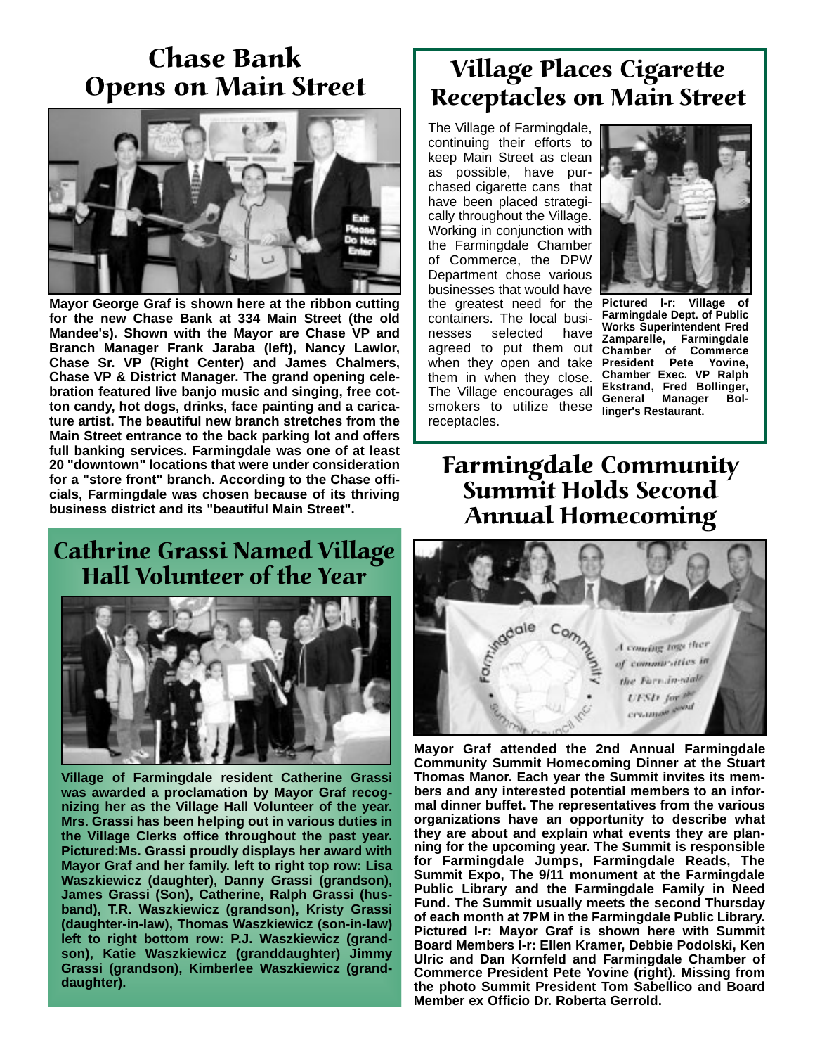# Chase Bank Opens on Main Street

**Mayor George Graf is shown here at the ribbon cutting for the new Chase Bank at 334 Main Street (the old Mandee's). Shown with the Mayor are Chase VP and Branch Manager Frank Jaraba (left), Nancy Lawlor, Chase Sr. VP (Right Center) and James Chalmers, Chase VP & District Manager. The grand opening celebration featured live banjo music and singing, free cotton candy, hot dogs, drinks, face painting and a caricature artist. The beautiful new branch stretches from the Main Street entrance to the back parking lot and offers full banking services. Farmingdale was one of at least 20 "downtown" locations that were under consideration for a "store front" branch. According to the Chase officials, Farmingdale was chosen because of its thriving business district and its "beautiful Main Street".**

# Cathrine Grassi Named Village Hall Volunteer of the Year

**Village of Farmingdale resident Catherine Grassi was awarded a proclamation by Mayor Graf recognizing her as the Village Hall Volunteer of the year. Mrs. Grassi has been helping out in various duties in the Village Clerks office throughout the past year. Pictured:Ms. Grassi proudly displays her award with Mayor Graf and her family. left to right top row: Lisa Waszkiewicz (daughter), Danny Grassi (grandson), James Grassi (Son), Catherine, Ralph Grassi (husband), T.R. Waszkiewicz (grandson), Kristy Grassi (daughter-in-law), Thomas Waszkiewicz (son-in-law) left to right bottom row: P.J. Waszkiewicz (grandson), Katie Waszkiewicz (granddaughter) Jimmy Grassi (grandson), Kimberlee Waszkiewicz (granddaughter).**

# Village Places Cigarette Receptacles on Main Street

The Village of Farmingdale, continuing their efforts to keep Main Street as clean as possible, have purchased cigarette cans that have been placed strategically throughout the Village. Working in conjunction with the Farmingdale Chamber of Commerce, the DPW Department chose various businesses that would have the greatest need for the containers. The local businesses selected have agreed to put them out when they open and take them in when they close. The Village encourages all smokers to utilize these receptacles.

**Pictured l-r: Village of Farmingdale Dept. of Public Works Superintendent Fred Zamparelle, Farmingdale Chamber of Commerce President Pete Yovine, Chamber Exec. VP Ralph Ekstrand, Fred Bollinger, General Manager Bollinger's Restaurant.**

# Farmingdale Community Summit Holds Second Annual Homecoming

**Mayor Graf attended the 2nd Annual Farmingdale Community Summit Homecoming Dinner at the Stuart Thomas Manor. Each year the Summit invites its members and any interested potential members to an informal dinner buffet. The representatives from the various organizations have an opportunity to describe what they are about and explain what events they are planning for the upcoming year. The Summit is responsible for Farmingdale Jumps, Farmingdale Reads, The Summit Expo, The 9/11 monument at the Farmingdale Public Library and the Farmingdale Family in Need Fund. The Summit usually meets the second Thursday of each month at 7PM in the Farmingdale Public Library. Pictured l-r: Mayor Graf is shown here with Summit Board Members l-r: Ellen Kramer, Debbie Podolski, Ken Ulric and Dan Kornfeld and Farmingdale Chamber of Commerce President Pete Yovine (right). Missing from the photo Summit President Tom Sabellico and Board Member ex Officio Dr. Roberta Gerrold.**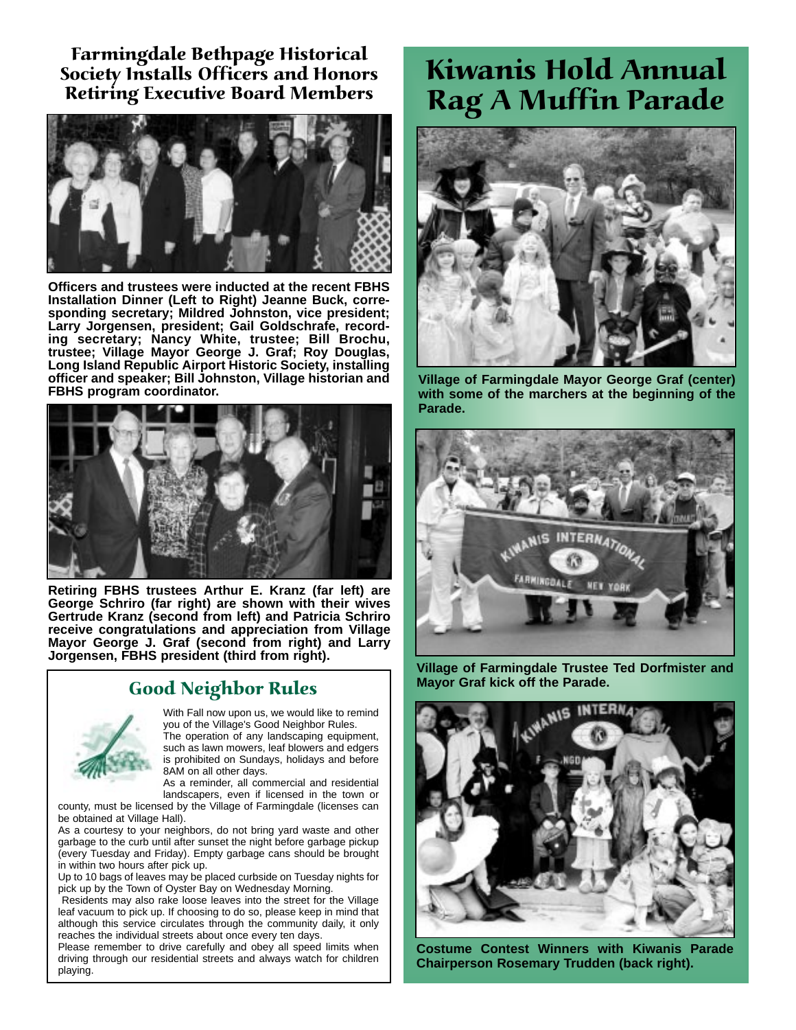## Farmingdale Bethpage Historical Society Installs Officers and Honors Retiring Executive Board Members

**Officers and trustees were inducted at the recent FBHS Installation Dinner (Left to Right) Jeanne Buck, corresponding secretary; Mildred Johnston, vice president; Larry Jorgensen, president; Gail Goldschrafe, recording secretary; Nancy White, trustee; Bill Brochu, trustee; Village Mayor George J. Graf; Roy Douglas, Long Island Republic Airport Historic Society, installing officer and speaker; Bill Johnston, Village historian and FBHS program coordinator.**

**Retiring FBHS trustees Arthur E. Kranz (far left) are George Schriro (far right) are shown with their wives Gertrude Kranz (second from left) and Patricia Schriro receive congratulations and appreciation from Village Mayor George J. Graf (second from right) and Larry Jorgensen, FBHS president (third from right).**

## Good Neighbor Rules

With Fall now upon us, we would like to remind you of the Village's Good Neighbor Rules.

The operation of any landscaping equipment, such as lawn mowers, leaf blowers and edgers is prohibited on Sundays, holidays and before 8AM on all other days.

As a reminder, all commercial and residential landscapers, even if licensed in the town or county, must be licensed by the Village of Farmingdale (licenses can be obtained at Village Hall).

As a courtesy to your neighbors, do not bring yard waste and other garbage to the curb until after sunset the night before garbage pickup (every Tuesday and Friday). Empty garbage cans should be brought in within two hours after pick up.

Up to 10 bags of leaves may be placed curbside on Tuesday nights for pick up by the Town of Oyster Bay on Wednesday Morning.

Residents may also rake loose leaves into the street for the Village leaf vacuum to pick up. If choosing to do so, please keep in mind that although this service circulates through the community daily, it only reaches the individual streets about once every ten days.

Please remember to drive carefully and obey all speed limits when driving through our residential streets and always watch for children playing.

# Kiwanis Hold Annual Rag A Muffin Parade

**Village of Farmingdale Mayor George Graf (center) with some of the marchers at the beginning of the Parade.**

**Village of Farmingdale Trustee Ted Dorfmister and Mayor Graf kick off the Parade.**

**Costume Contest Winners with Kiwanis Parade Chairperson Rosemary Trudden (back right).**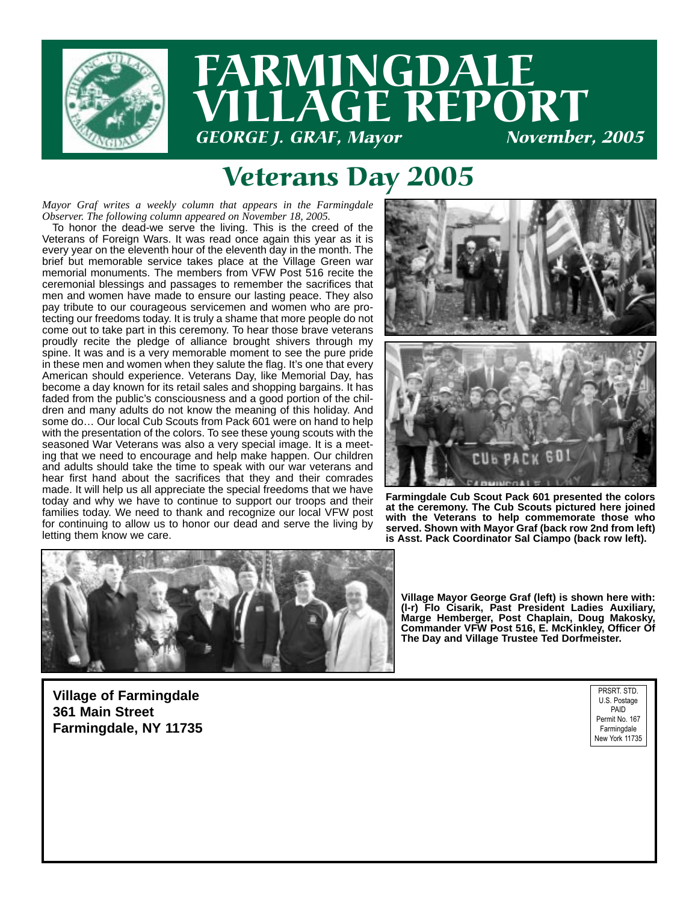# FARMINGDALE VILLAGE REPORT

*GEORGE J. GRAF, Mayor* — *November, 2005*

## Veterans Day 2005

*Mayor Graf writes a weekly column that appears in the Farmingdale Observer. The following column appeared on November 18, 2005.*

To honor the dead-we serve the living. This is the creed of the Veterans of Foreign Wars. It was read once again this year as it is every year on the eleventh hour of the eleventh day in the month. The brief but memorable service takes place at the Village Green war memorial monuments. The members from VFW Post 516 recite the ceremonial blessings and passages to remember the sacrifices that men and women have made to ensure our lasting peace. They also pay tribute to our courageous servicemen and women who are protecting our freedoms today. It is truly a shame that more people do not come out to take part in this ceremony. To hear those brave veterans proudly recite the pledge of alliance brought shivers through my spine. It was and is a very memorable moment to see the pure pride in these men and women when they salute the flag. It's one that every American should experience. Veterans Day, like Memorial Day, has become a day known for its retail sales and shopping bargains. It has faded from the public's consciousness and a good portion of the children and many adults do not know the meaning of this holiday. And some do… Our local Cub Scouts from Pack 601 were on hand to help with the presentation of the colors. To see these young scouts with the seasoned War Veterans was also a very special image. It is a meeting that we need to encourage and help make happen. Our children and adults should take the time to speak with our war veterans and hear first hand about the sacrifices that they and their comrades made. It will help us all appreciate the special freedoms that we have today and why we have to continue to support our troops and their families today. We need to thank and recognize our local VFW post for continuing to allow us to honor our dead and serve the living by letting them know we care.

**Farmingdale Cub Scout Pack 601 presented the colors at the ceremony. The Cub Scouts pictured here joined with the Veterans to help commemorate those who served. Shown with Mayor Graf (back row 2nd from left) is Asst. Pack Coordinator Sal Ciampo (back row left).**

**Village Mayor George Graf (left) is shown here with: (l-r) Flo Cisarik, Past President Ladies Auxiliary, Marge Hemberger, Post Chaplain, Doug Makosky, Commander VFW Post 516, E. McKinkley, Officer Of The Day and Village Trustee Ted Dorfmeister.**

**Village of Farmingdale**
**361 Main Street**
**Farmingdale, NY 11735**

PRSRT. STD.
U.S. Postage
PAID
Permit No. 167
Farmingdale
New York 11735